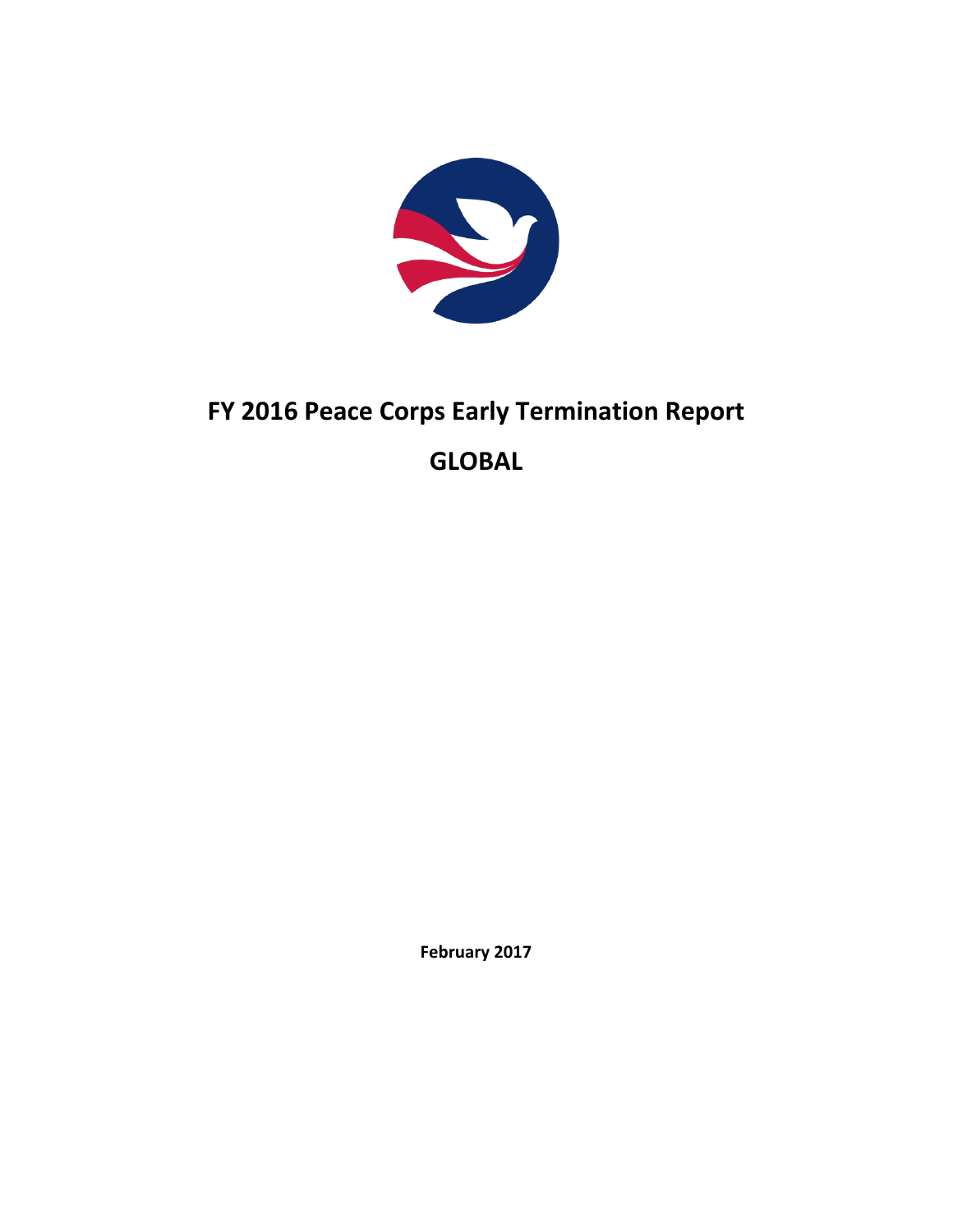# FY 2016 Peace Corps Early Termination Report

## GLOBAL

**February 2017**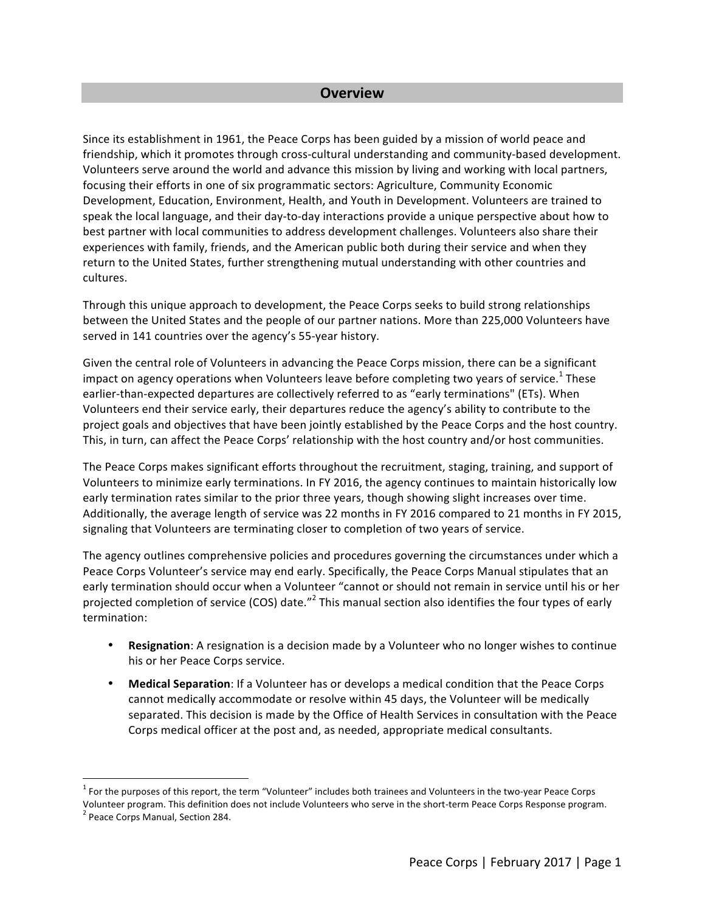## Overview

Since its establishment in 1961, the Peace Corps has been guided by a mission of world peace and friendship, which it promotes through cross-cultural understanding and community-based development. Volunteers serve around the world and advance this mission by living and working with local partners, focusing their efforts in one of six programmatic sectors: Agriculture, Community Economic Development, Education, Environment, Health, and Youth in Development. Volunteers are trained to speak the local language, and their day-to-day interactions provide a unique perspective about how to best partner with local communities to address development challenges. Volunteers also share their experiences with family, friends, and the American public both during their service and when they return to the United States, further strengthening mutual understanding with other countries and cultures.

Through this unique approach to development, the Peace Corps seeks to build strong relationships between the United States and the people of our partner nations. More than 225,000 Volunteers have served in 141 countries over the agency's 55-year history.

Given the central role of Volunteers in advancing the Peace Corps mission, there can be a significant impact on agency operations when Volunteers leave before completing two years of service.[1] These earlier-than-expected departures are collectively referred to as "early terminations" (ETs). When Volunteers end their service early, their departures reduce the agency's ability to contribute to the project goals and objectives that have been jointly established by the Peace Corps and the host country. This, in turn, can affect the Peace Corps' relationship with the host country and/or host communities.

The Peace Corps makes significant efforts throughout the recruitment, staging, training, and support of Volunteers to minimize early terminations. In FY 2016, the agency continues to maintain historically low early termination rates similar to the prior three years, though showing slight increases over time. Additionally, the average length of service was 22 months in FY 2016 compared to 21 months in FY 2015, signaling that Volunteers are terminating closer to completion of two years of service.

The agency outlines comprehensive policies and procedures governing the circumstances under which a Peace Corps Volunteer's service may end early. Specifically, the Peace Corps Manual stipulates that an early termination should occur when a Volunteer "cannot or should not remain in service until his or her projected completion of service (COS) date."[2] This manual section also identifies the four types of early termination:

- **Resignation**: A resignation is a decision made by a Volunteer who no longer wishes to continue his or her Peace Corps service.
- **Medical Separation**: If a Volunteer has or develops a medical condition that the Peace Corps cannot medically accommodate or resolve within 45 days, the Volunteer will be medically separated. This decision is made by the Office of Health Services in consultation with the Peace Corps medical officer at the post and, as needed, appropriate medical consultants.

---

[1] For the purposes of this report, the term "Volunteer" includes both trainees and Volunteers in the two-year Peace Corps Volunteer program. This definition does not include Volunteers who serve in the short-term Peace Corps Response program.

[2] Peace Corps Manual, Section 284.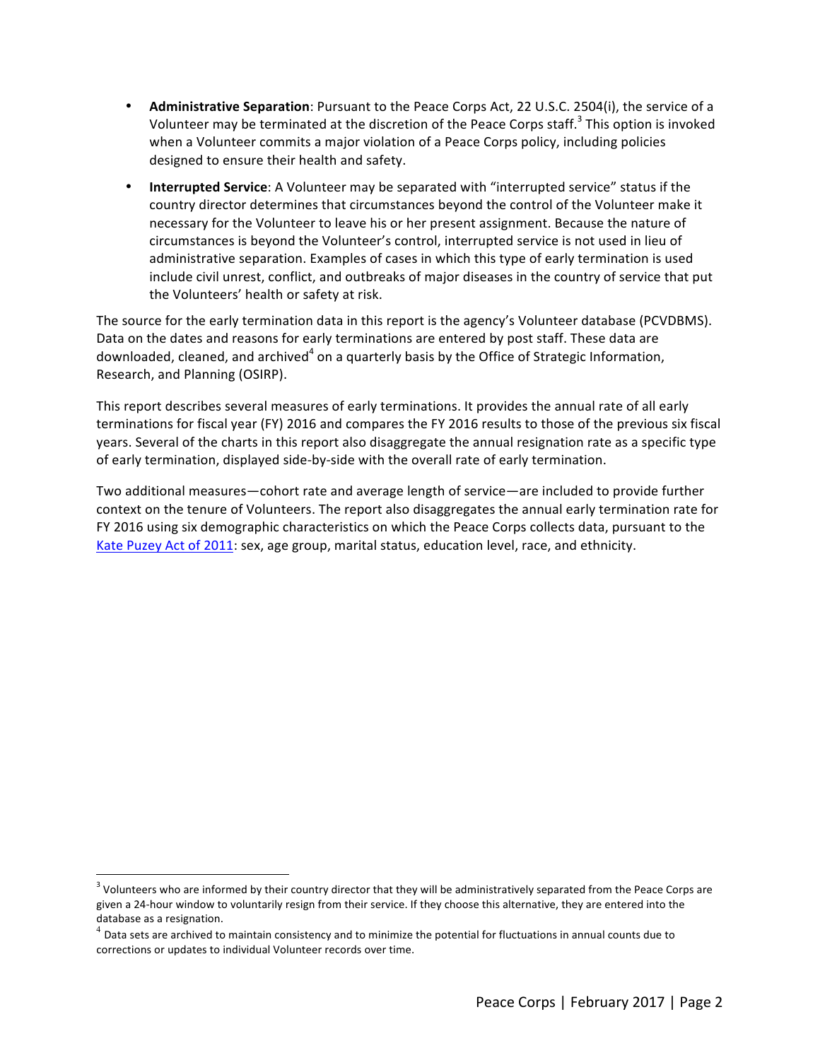- **Administrative Separation**: Pursuant to the Peace Corps Act, 22 U.S.C. 2504(i), the service of a Volunteer may be terminated at the discretion of the Peace Corps staff.[3] This option is invoked when a Volunteer commits a major violation of a Peace Corps policy, including policies designed to ensure their health and safety.
- **Interrupted Service**: A Volunteer may be separated with "interrupted service" status if the country director determines that circumstances beyond the control of the Volunteer make it necessary for the Volunteer to leave his or her present assignment. Because the nature of circumstances is beyond the Volunteer's control, interrupted service is not used in lieu of administrative separation. Examples of cases in which this type of early termination is used include civil unrest, conflict, and outbreaks of major diseases in the country of service that put the Volunteers' health or safety at risk.

The source for the early termination data in this report is the agency's Volunteer database (PCVDBMS). Data on the dates and reasons for early terminations are entered by post staff. These data are downloaded, cleaned, and archived[4] on a quarterly basis by the Office of Strategic Information, Research, and Planning (OSIRP).

This report describes several measures of early terminations. It provides the annual rate of all early terminations for fiscal year (FY) 2016 and compares the FY 2016 results to those of the previous six fiscal years. Several of the charts in this report also disaggregate the annual resignation rate as a specific type of early termination, displayed side-by-side with the overall rate of early termination.

Two additional measures—cohort rate and average length of service—are included to provide further context on the tenure of Volunteers. The report also disaggregates the annual early termination rate for FY 2016 using six demographic characteristics on which the Peace Corps collects data, pursuant to the Kate Puzey Act of 2011: sex, age group, marital status, education level, race, and ethnicity.

---

[3] Volunteers who are informed by their country director that they will be administratively separated from the Peace Corps are given a 24-hour window to voluntarily resign from their service. If they choose this alternative, they are entered into the database as a resignation.

[4] Data sets are archived to maintain consistency and to minimize the potential for fluctuations in annual counts due to corrections or updates to individual Volunteer records over time.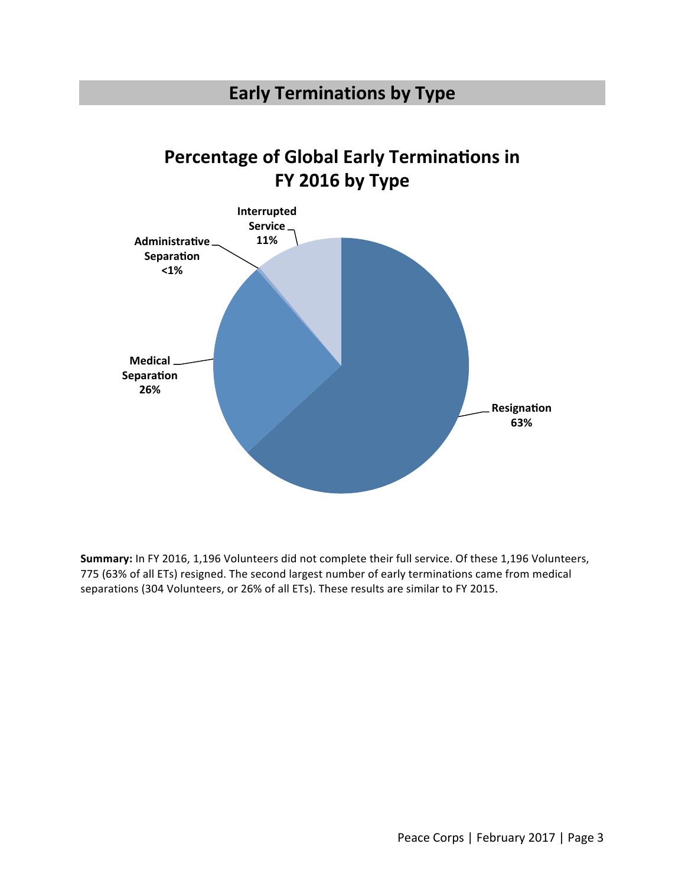# Early Terminations by Type

## Percentage of Global Early Terminations in FY 2016 by Type

Interrupted Service 11%

Administrative Separation <1%

Medical Separation 26%

Resignation 63%

**Summary:** In FY 2016, 1,196 Volunteers did not complete their full service. Of these 1,196 Volunteers, 775 (63% of all ETs) resigned. The second largest number of early terminations came from medical separations (304 Volunteers, or 26% of all ETs). These results are similar to FY 2015.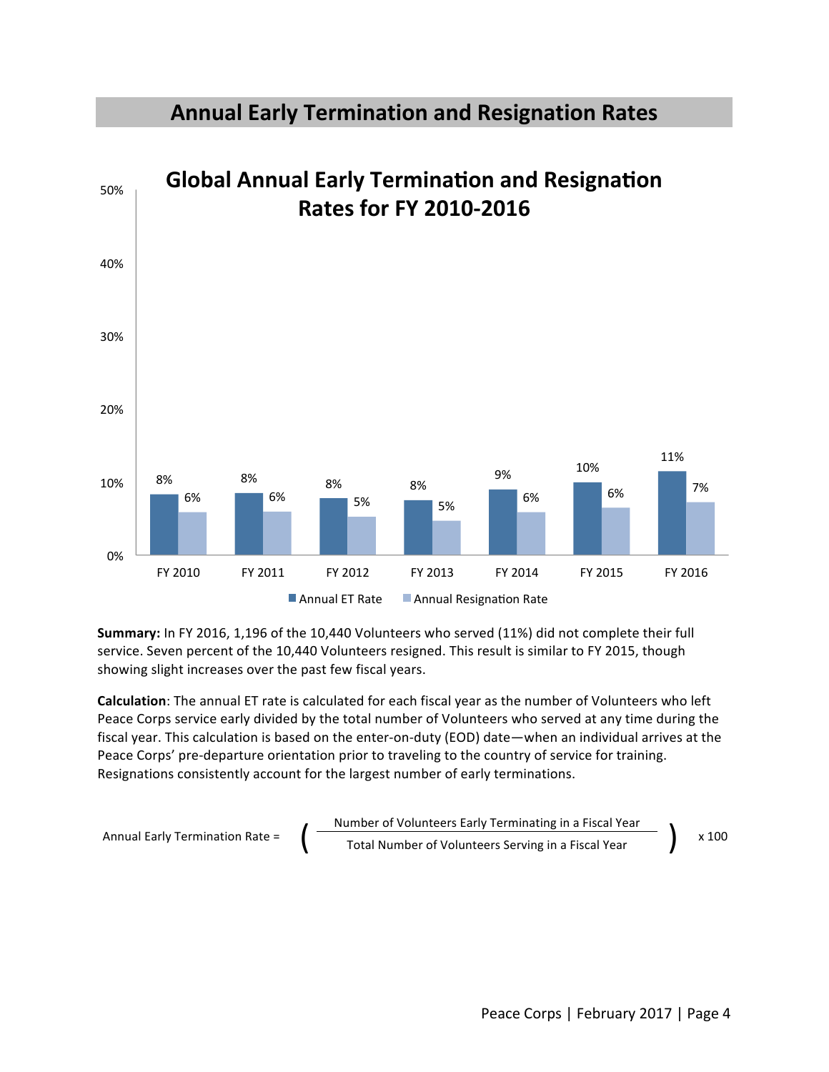## Annual Early Termination and Resignation Rates

### Global Annual Early Termination and Resignation Rates for FY 2010-2016

| | FY 2010 | FY 2011 | FY 2012 | FY 2013 | FY 2014 | FY 2015 | FY 2016 |
|---|---|---|---|---|---|---|---|
| Annual ET Rate | 8% | 8% | 8% | 8% | 9% | 10% | 11% |
| Annual Resignation Rate | 6% | 6% | 5% | 5% | 6% | 6% | 7% |

**Summary:** In FY 2016, 1,196 of the 10,440 Volunteers who served (11%) did not complete their full service. Seven percent of the 10,440 Volunteers resigned. This result is similar to FY 2015, though showing slight increases over the past few fiscal years.

**Calculation**: The annual ET rate is calculated for each fiscal year as the number of Volunteers who left Peace Corps service early divided by the total number of Volunteers who served at any time during the fiscal year. This calculation is based on the enter-on-duty (EOD) date—when an individual arrives at the Peace Corps' pre-departure orientation prior to traveling to the country of service for training. Resignations consistently account for the largest number of early terminations.

$$\text{Annual Early Termination Rate} = \left( \frac{\text{Number of Volunteers Early Terminating in a Fiscal Year}}{\text{Total Number of Volunteers Serving in a Fiscal Year}} \right) \times 100$$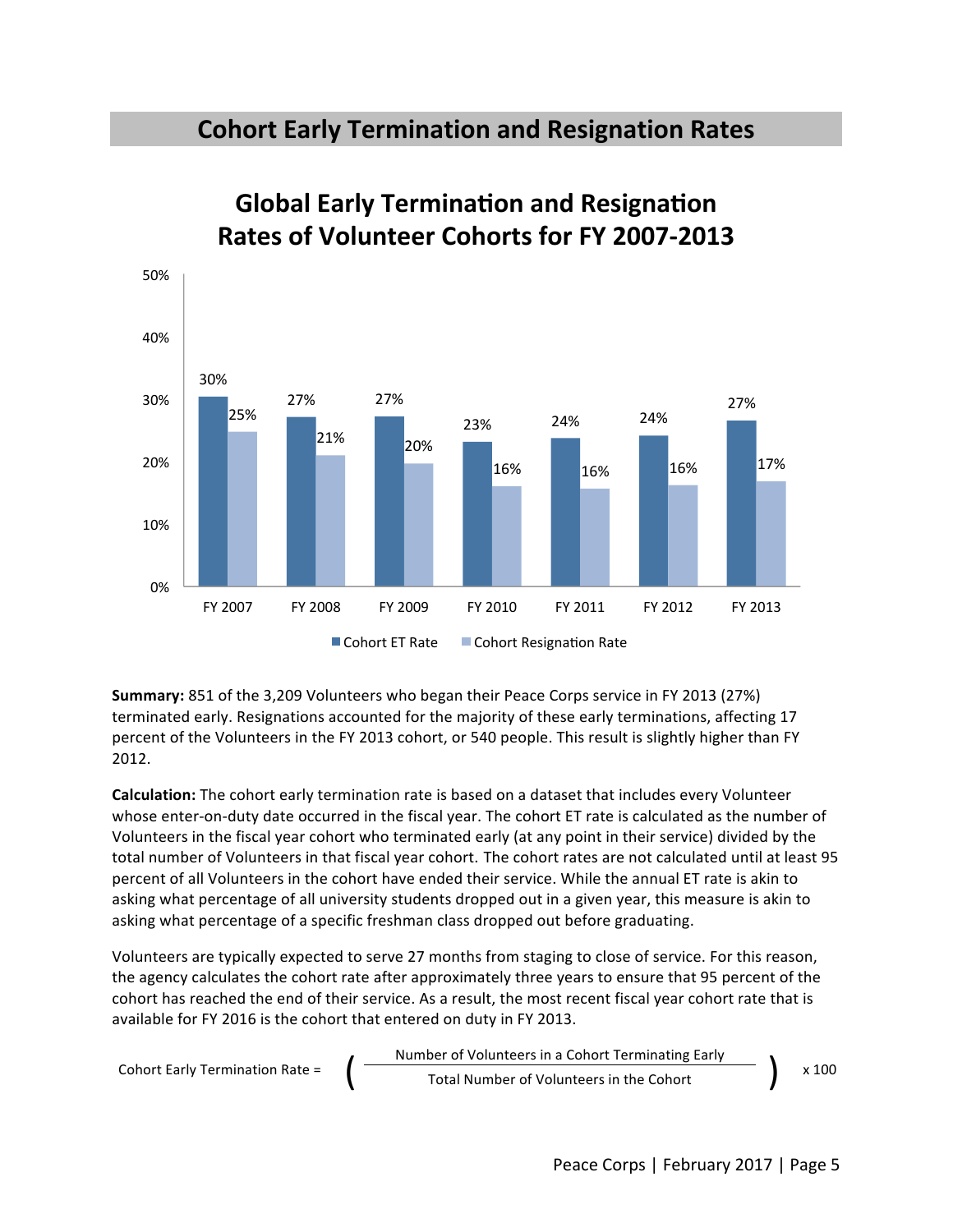## Cohort Early Termination and Resignation Rates

### Global Early Termination and Resignation Rates of Volunteer Cohorts for FY 2007-2013

| | FY 2007 | FY 2008 | FY 2009 | FY 2010 | FY 2011 | FY 2012 | FY 2013 |
|---|---|---|---|---|---|---|---|
| Cohort ET Rate | 30% | 27% | 27% | 23% | 24% | 24% | 27% |
| Cohort Resignation Rate | 25% | 21% | 20% | 16% | 16% | 16% | 17% |

**Summary:** 851 of the 3,209 Volunteers who began their Peace Corps service in FY 2013 (27%) terminated early. Resignations accounted for the majority of these early terminations, affecting 17 percent of the Volunteers in the FY 2013 cohort, or 540 people. This result is slightly higher than FY 2012.

**Calculation:** The cohort early termination rate is based on a dataset that includes every Volunteer whose enter-on-duty date occurred in the fiscal year. The cohort ET rate is calculated as the number of Volunteers in the fiscal year cohort who terminated early (at any point in their service) divided by the total number of Volunteers in that fiscal year cohort. The cohort rates are not calculated until at least 95 percent of all Volunteers in the cohort have ended their service. While the annual ET rate is akin to asking what percentage of all university students dropped out in a given year, this measure is akin to asking what percentage of a specific freshman class dropped out before graduating.

Volunteers are typically expected to serve 27 months from staging to close of service. For this reason, the agency calculates the cohort rate after approximately three years to ensure that 95 percent of the cohort has reached the end of their service. As a result, the most recent fiscal year cohort rate that is available for FY 2016 is the cohort that entered on duty in FY 2013.

$$\text{Cohort Early Termination Rate} = \left( \frac{\text{Number of Volunteers in a Cohort Terminating Early}}{\text{Total Number of Volunteers in the Cohort}} \right) \times 100$$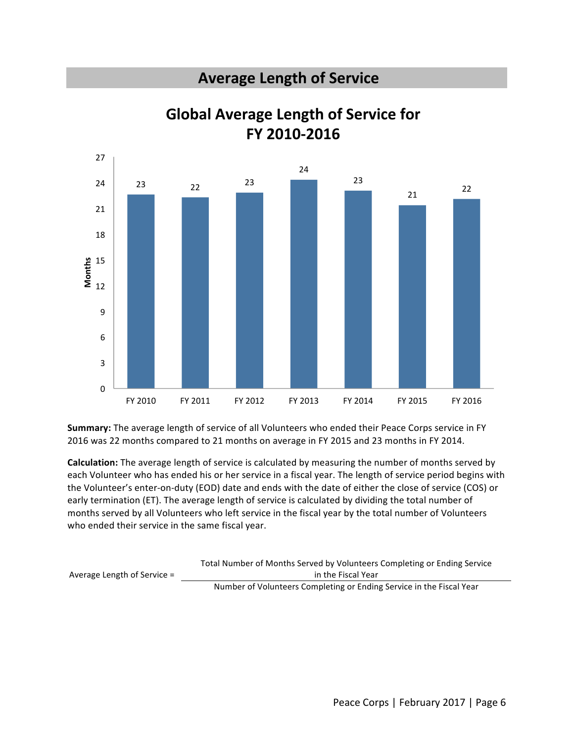# Average Length of Service

## Global Average Length of Service for FY 2010-2016

| Fiscal Year | Months |
|---|---|
| FY 2010 | 23 |
| FY 2011 | 22 |
| FY 2012 | 23 |
| FY 2013 | 24 |
| FY 2014 | 23 |
| FY 2015 | 21 |
| FY 2016 | 22 |

**Summary:** The average length of service of all Volunteers who ended their Peace Corps service in FY 2016 was 22 months compared to 21 months on average in FY 2015 and 23 months in FY 2014.

**Calculation:** The average length of service is calculated by measuring the number of months served by each Volunteer who has ended his or her service in a fiscal year. The length of service period begins with the Volunteer's enter-on-duty (EOD) date and ends with the date of either the close of service (COS) or early termination (ET). The average length of service is calculated by dividing the total number of months served by all Volunteers who left service in the fiscal year by the total number of Volunteers who ended their service in the same fiscal year.

$$\text{Average Length of Service} = \frac{\text{Total Number of Months Served by Volunteers Completing or Ending Service in the Fiscal Year}}{\text{Number of Volunteers Completing or Ending Service in the Fiscal Year}}$$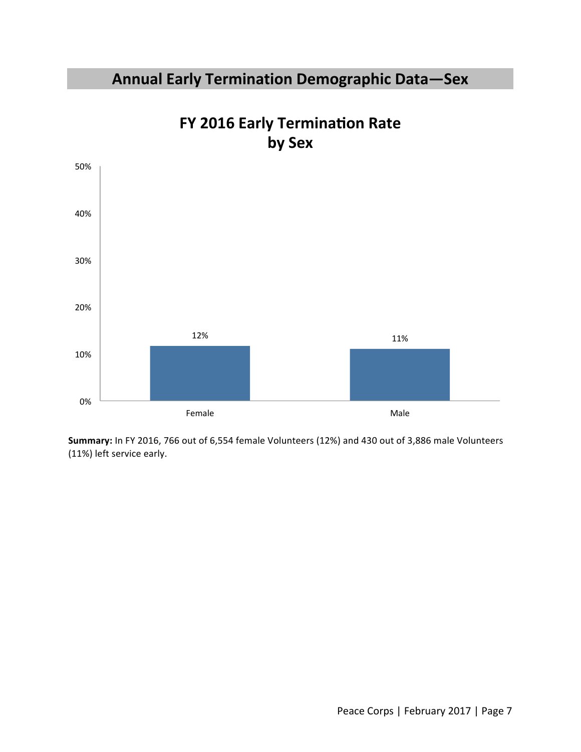## Annual Early Termination Demographic Data—Sex

**FY 2016 Early Termination Rate by Sex**

| Sex | Early Termination Rate |
|---|---|
| Female | 12% |
| Male | 11% |

**Summary:** In FY 2016, 766 out of 6,554 female Volunteers (12%) and 430 out of 3,886 male Volunteers (11%) left service early.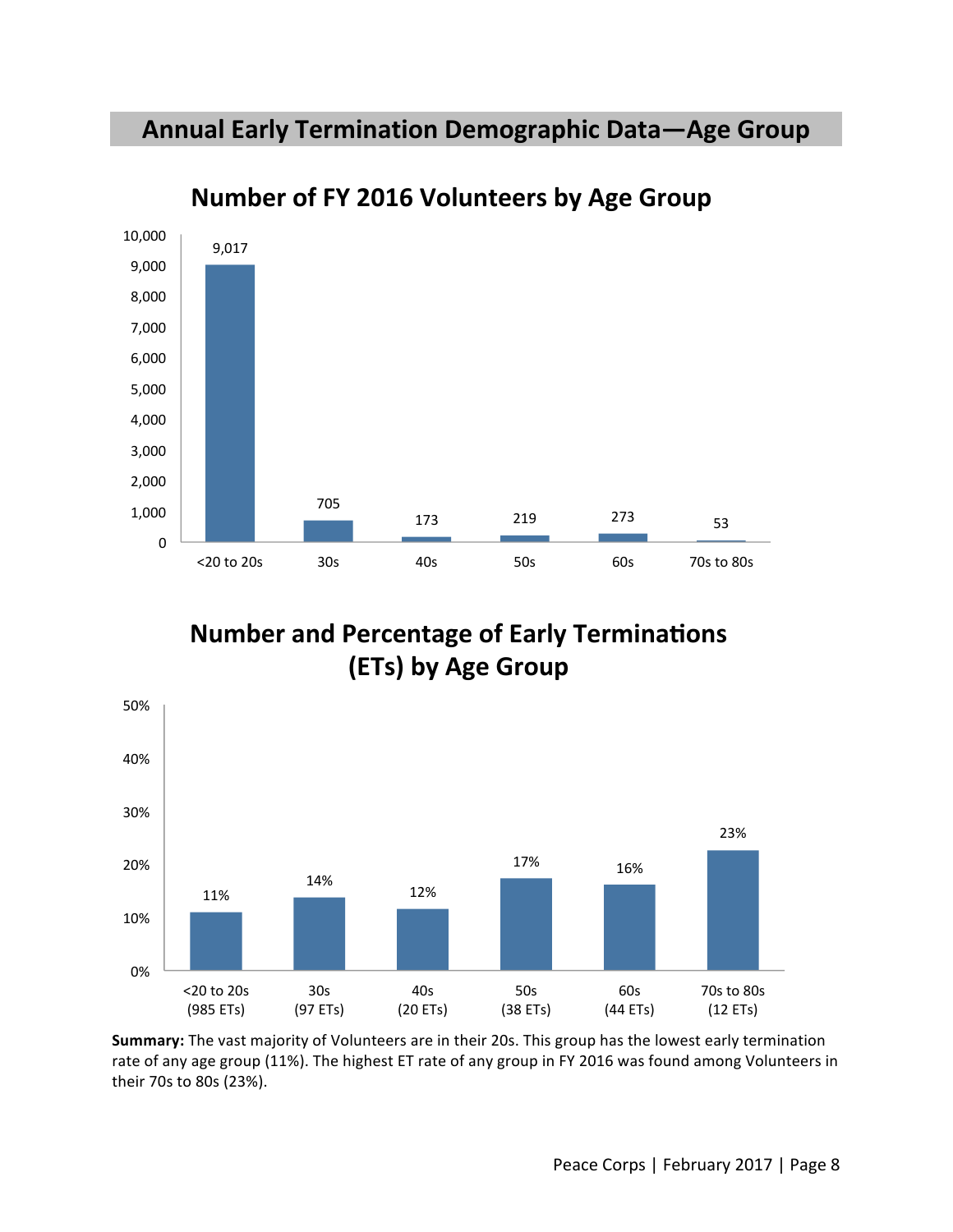## Annual Early Termination Demographic Data—Age Group

### Number of FY 2016 Volunteers by Age Group

| Age Group | Number of Volunteers |
|---|---|
| <20 to 20s | 9,017 |
| 30s | 705 |
| 40s | 173 |
| 50s | 219 |
| 60s | 273 |
| 70s to 80s | 53 |

### Number and Percentage of Early Terminations (ETs) by Age Group

| Age Group | ETs | ET Rate |
|---|---|---|
| <20 to 20s | 985 ETs | 11% |
| 30s | 97 ETs | 14% |
| 40s | 20 ETs | 12% |
| 50s | 38 ETs | 17% |
| 60s | 44 ETs | 16% |
| 70s to 80s | 12 ETs | 23% |

**Summary:** The vast majority of Volunteers are in their 20s. This group has the lowest early termination rate of any age group (11%). The highest ET rate of any group in FY 2016 was found among Volunteers in their 70s to 80s (23%).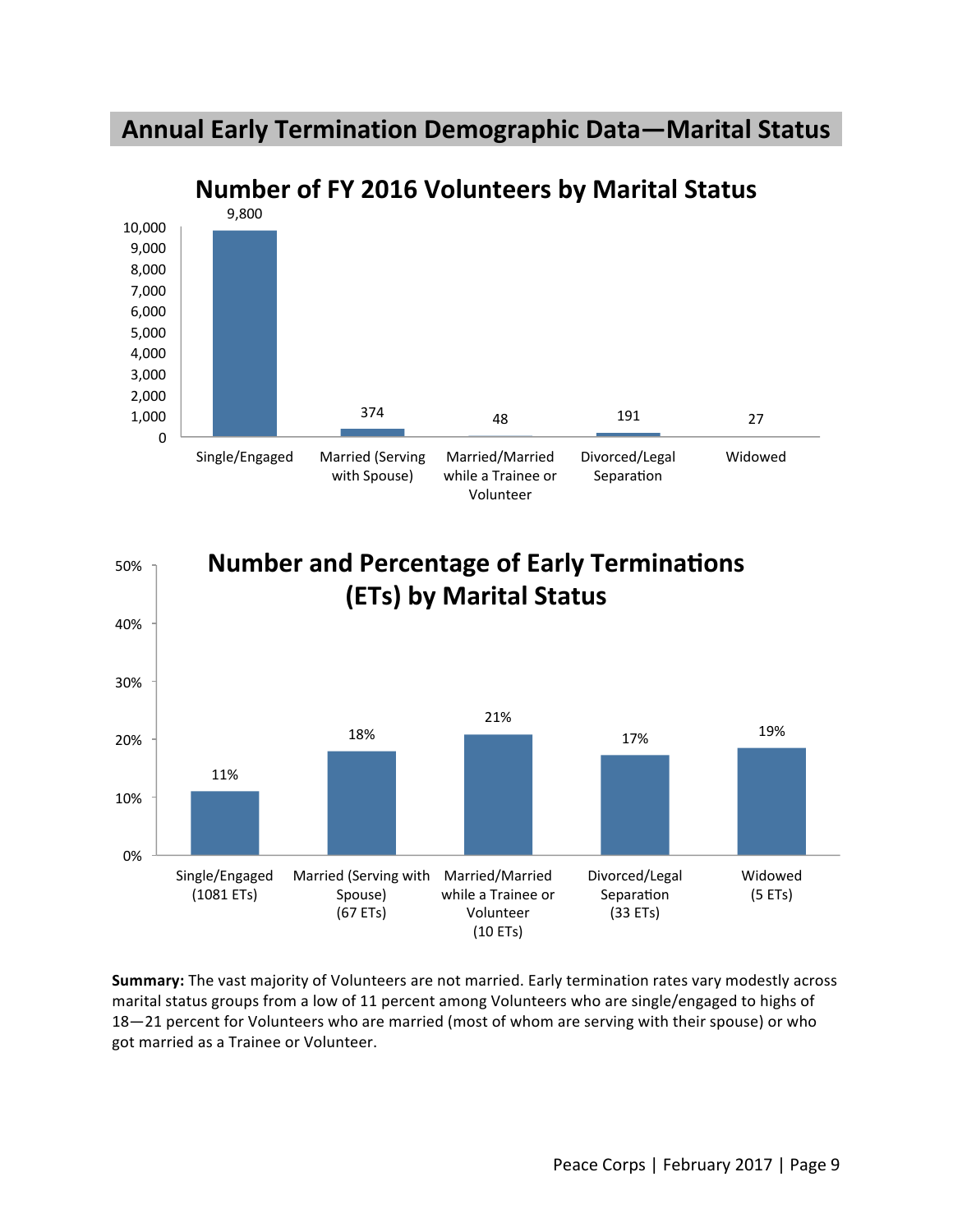## Annual Early Termination Demographic Data—Marital Status

### Number of FY 2016 Volunteers by Marital Status

| Marital Status | Number of Volunteers |
|---|---|
| Single/Engaged | 9,800 |
| Married (Serving with Spouse) | 374 |
| Married/Married while a Trainee or Volunteer | 48 |
| Divorced/Legal Separation | 191 |
| Widowed | 27 |

### Number and Percentage of Early Terminations (ETs) by Marital Status

| Marital Status | ETs | Percentage |
|---|---|---|
| Single/Engaged | 1081 ETs | 11% |
| Married (Serving with Spouse) | 67 ETs | 18% |
| Married/Married while a Trainee or Volunteer | 10 ETs | 21% |
| Divorced/Legal Separation | 33 ETs | 17% |
| Widowed | 5 ETs | 19% |

**Summary:** The vast majority of Volunteers are not married. Early termination rates vary modestly across marital status groups from a low of 11 percent among Volunteers who are single/engaged to highs of 18—21 percent for Volunteers who are married (most of whom are serving with their spouse) or who got married as a Trainee or Volunteer.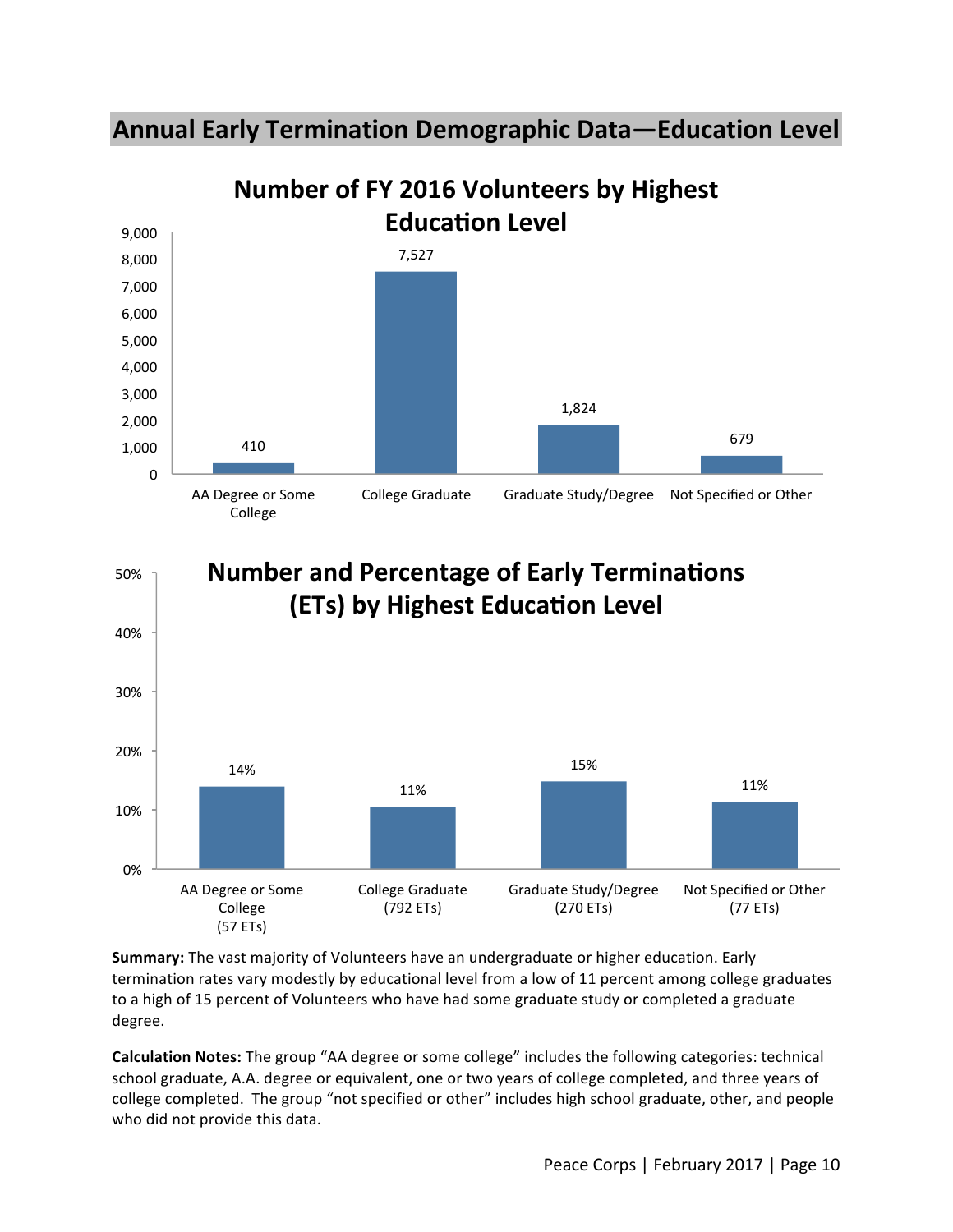## Annual Early Termination Demographic Data—Education Level

### Number of FY 2016 Volunteers by Highest Education Level

| Education Level | Number of Volunteers |
|---|---|
| AA Degree or Some College | 410 |
| College Graduate | 7,527 |
| Graduate Study/Degree | 1,824 |
| Not Specified or Other | 679 |

### Number and Percentage of Early Terminations (ETs) by Highest Education Level

| Education Level | Percentage |
|---|---|
| AA Degree or Some College (57 ETs) | 14% |
| College Graduate (792 ETs) | 11% |
| Graduate Study/Degree (270 ETs) | 15% |
| Not Specified or Other (77 ETs) | 11% |

**Summary:** The vast majority of Volunteers have an undergraduate or higher education. Early termination rates vary modestly by educational level from a low of 11 percent among college graduates to a high of 15 percent of Volunteers who have had some graduate study or completed a graduate degree.

**Calculation Notes:** The group "AA degree or some college" includes the following categories: technical school graduate, A.A. degree or equivalent, one or two years of college completed, and three years of college completed. The group "not specified or other" includes high school graduate, other, and people who did not provide this data.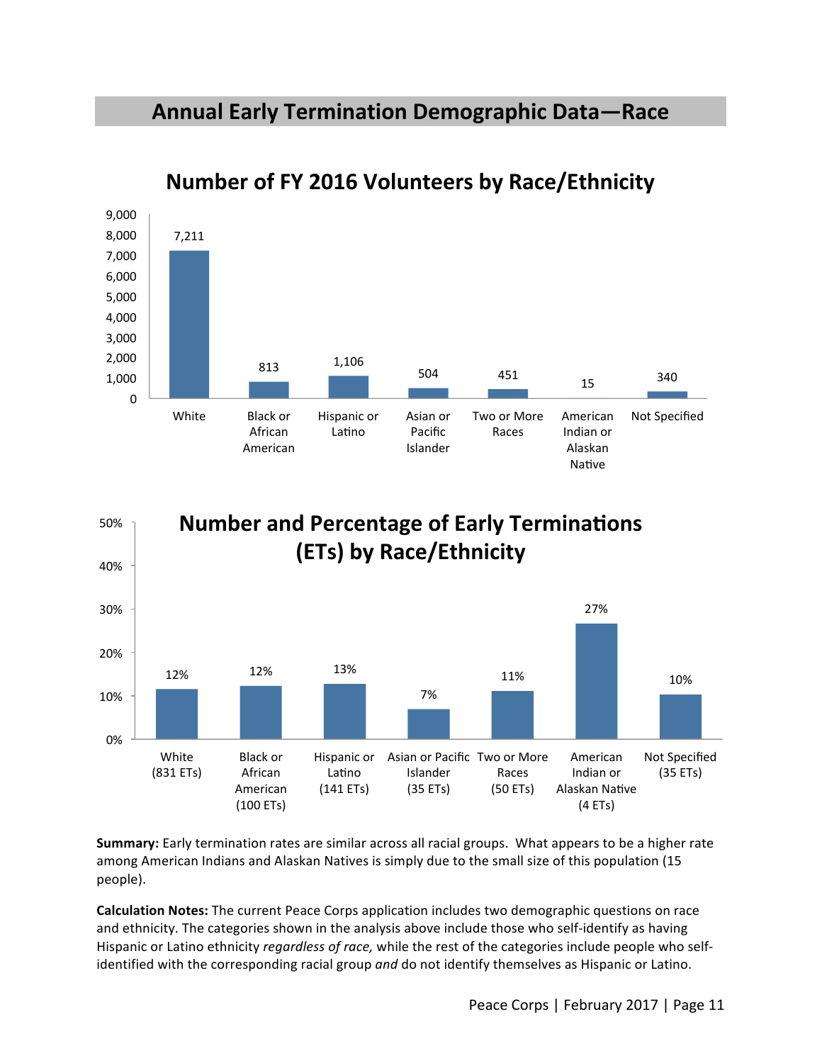# Annual Early Termination Demographic Data—Race

## Number of FY 2016 Volunteers by Race/Ethnicity

| Race/Ethnicity | Number of Volunteers |
|---|---|
| White | 7,211 |
| Black or African American | 813 |
| Hispanic or Latino | 1,106 |
| Asian or Pacific Islander | 504 |
| Two or More Races | 451 |
| American Indian or Alaskan Native | 15 |
| Not Specified | 340 |

## Number and Percentage of Early Terminations (ETs) by Race/Ethnicity

| Race/Ethnicity | Percentage |
|---|---|
| White (831 ETs) | 12% |
| Black or African American (100 ETs) | 12% |
| Hispanic or Latino (141 ETs) | 13% |
| Asian or Pacific Islander (35 ETs) | 7% |
| Two or More Races (50 ETs) | 11% |
| American Indian or Alaskan Native (4 ETs) | 27% |
| Not Specified (35 ETs) | 10% |

**Summary:** Early termination rates are similar across all racial groups. What appears to be a higher rate among American Indians and Alaskan Natives is simply due to the small size of this population (15 people).

**Calculation Notes:** The current Peace Corps application includes two demographic questions on race and ethnicity. The categories shown in the analysis above include those who self-identify as having Hispanic or Latino ethnicity *regardless of race,* while the rest of the categories include people who self-identified with the corresponding racial group *and* do not identify themselves as Hispanic or Latino.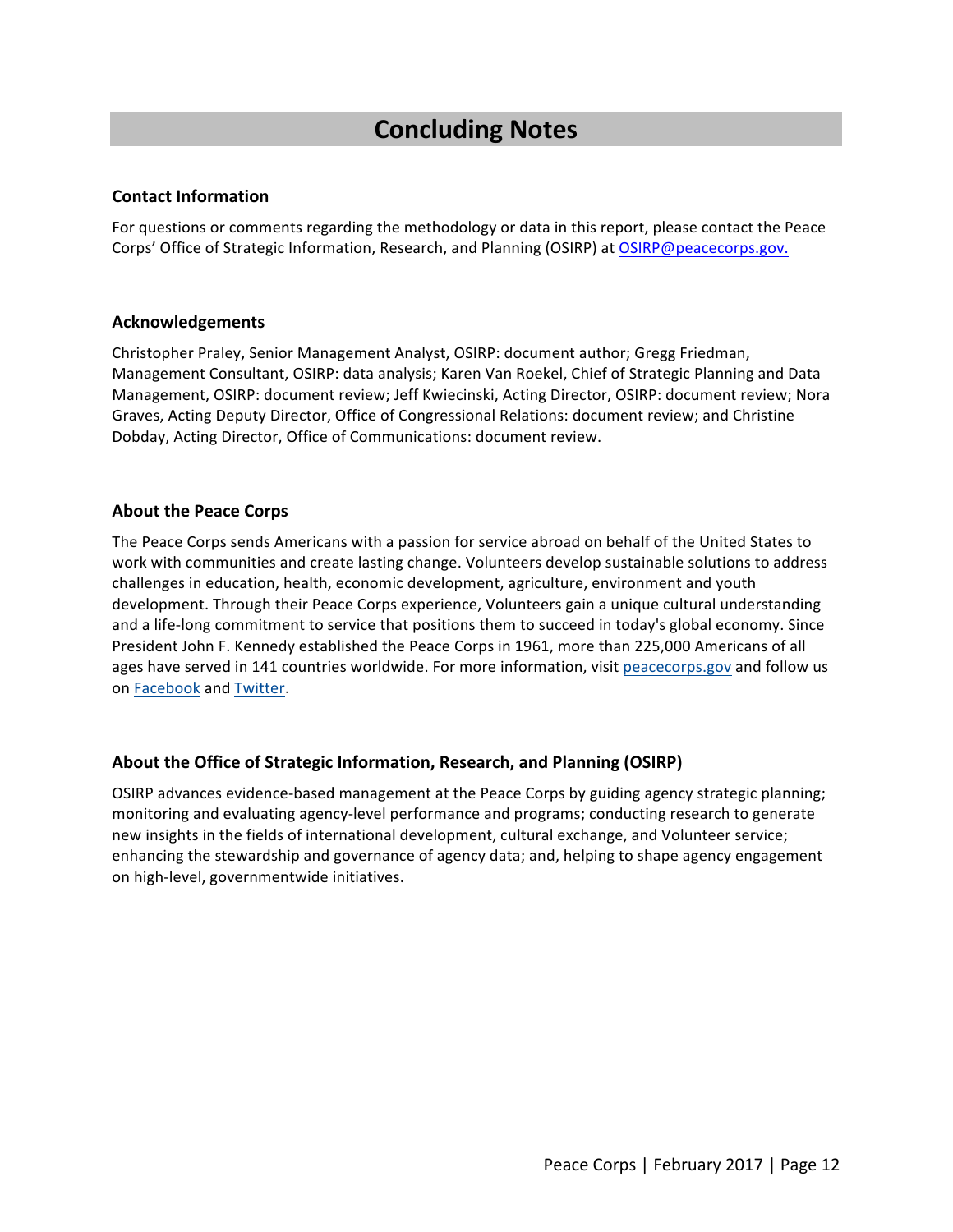# Concluding Notes

### Contact Information

For questions or comments regarding the methodology or data in this report, please contact the Peace Corps' Office of Strategic Information, Research, and Planning (OSIRP) at OSIRP@peacecorps.gov.

### Acknowledgements

Christopher Praley, Senior Management Analyst, OSIRP: document author; Gregg Friedman, Management Consultant, OSIRP: data analysis; Karen Van Roekel, Chief of Strategic Planning and Data Management, OSIRP: document review; Jeff Kwiecinski, Acting Director, OSIRP: document review; Nora Graves, Acting Deputy Director, Office of Congressional Relations: document review; and Christine Dobday, Acting Director, Office of Communications: document review.

### About the Peace Corps

The Peace Corps sends Americans with a passion for service abroad on behalf of the United States to work with communities and create lasting change. Volunteers develop sustainable solutions to address challenges in education, health, economic development, agriculture, environment and youth development. Through their Peace Corps experience, Volunteers gain a unique cultural understanding and a life-long commitment to service that positions them to succeed in today's global economy. Since President John F. Kennedy established the Peace Corps in 1961, more than 225,000 Americans of all ages have served in 141 countries worldwide. For more information, visit peacecorps.gov and follow us on Facebook and Twitter.

### About the Office of Strategic Information, Research, and Planning (OSIRP)

OSIRP advances evidence-based management at the Peace Corps by guiding agency strategic planning; monitoring and evaluating agency-level performance and programs; conducting research to generate new insights in the fields of international development, cultural exchange, and Volunteer service; enhancing the stewardship and governance of agency data; and, helping to shape agency engagement on high-level, governmentwide initiatives.